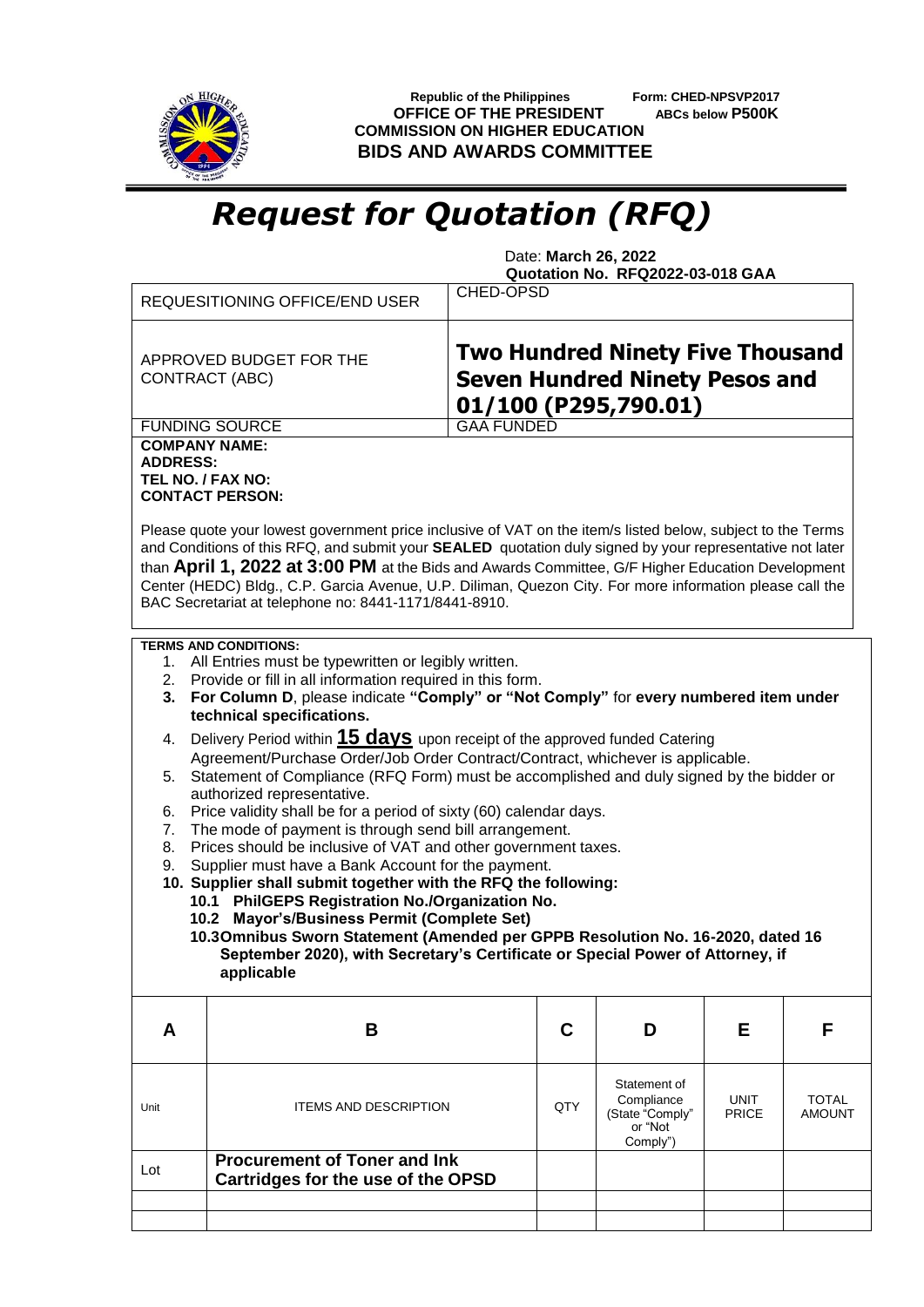Republic of the Philippines
OFFICE OF THE PRESIDENT
COMMISSION ON HIGHER EDUCATION
**BIDS AND AWARDS COMMITTEE**

Form: CHED-NPSVP2017
ABCs below P500K

# *Request for Quotation (RFQ)*

Date: **March 26, 2022**
**Quotation No. RFQ2022-03-018 GAA**

| | |
|---|---|
| REQUESITIONING OFFICE/END USER | CHED-OPSD |
| APPROVED BUDGET FOR THE CONTRACT (ABC) | **Two Hundred Ninety Five Thousand Seven Hundred Ninety Pesos and 01/100 (P295,790.01)** |
| FUNDING SOURCE | GAA FUNDED |

**COMPANY NAME:**
**ADDRESS:**
**TEL NO. / FAX NO:**
**CONTACT PERSON:**

Please quote your lowest government price inclusive of VAT on the item/s listed below, subject to the Terms and Conditions of this RFQ, and submit your **SEALED** quotation duly signed by your representative not later than **April 1, 2022 at 3:00 PM** at the Bids and Awards Committee, G/F Higher Education Development Center (HEDC) Bldg., C.P. Garcia Avenue, U.P. Diliman, Quezon City. For more information please call the BAC Secretariat at telephone no: 8441-1171/8441-8910.

**TERMS AND CONDITIONS:**

1. All Entries must be typewritten or legibly written.
2. Provide or fill in all information required in this form.
3. **For Column D**, please indicate **"Comply" or "Not Comply"** for **every numbered item under technical specifications.**
4. Delivery Period within **15 days** upon receipt of the approved funded Catering Agreement/Purchase Order/Job Order Contract/Contract, whichever is applicable.
5. Statement of Compliance (RFQ Form) must be accomplished and duly signed by the bidder or authorized representative.
6. Price validity shall be for a period of sixty (60) calendar days.
7. The mode of payment is through send bill arrangement.
8. Prices should be inclusive of VAT and other government taxes.
9. Supplier must have a Bank Account for the payment.
10. **Supplier shall submit together with the RFQ the following:**
    - **10.1 PhilGEPS Registration No./Organization No.**
    - **10.2 Mayor's/Business Permit (Complete Set)**
    - **10.3 Omnibus Sworn Statement (Amended per GPPB Resolution No. 16-2020, dated 16 September 2020), with Secretary's Certificate or Special Power of Attorney, if applicable**

| A | B | C | D | E | F |
|---|---|---|---|---|---|
| Unit | ITEMS AND DESCRIPTION | QTY | Statement of Compliance (State "Comply" or "Not Comply") | UNIT PRICE | TOTAL AMOUNT |
| Lot | **Procurement of Toner and Ink Cartridges for the use of the OPSD** | | | | |
| | | | | | |
| | | | | | |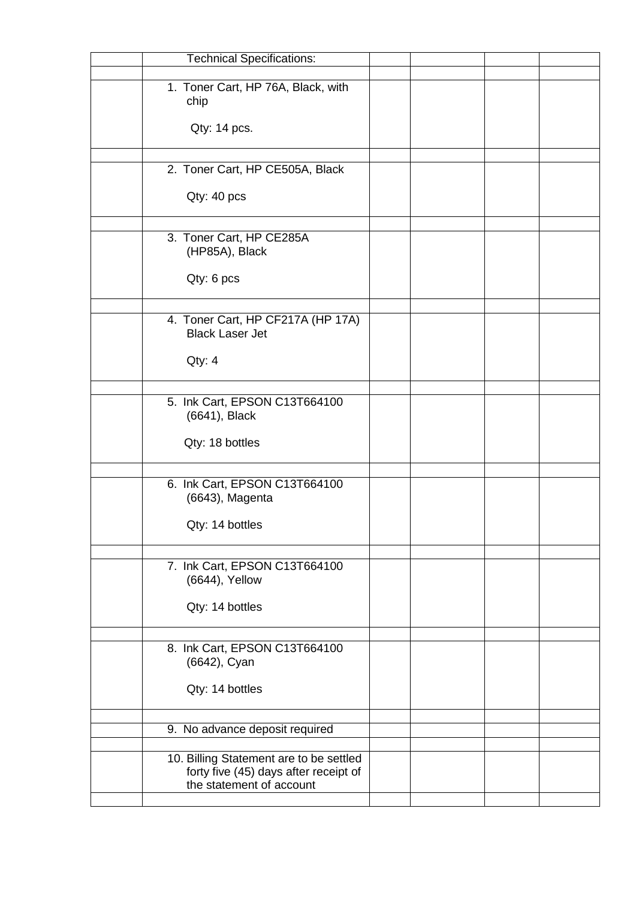| | | | | | |
|---|---|---|---|---|---|
| | Technical Specifications: | | | | |
| | | | | | |
| | 1. Toner Cart, HP 76A, Black, with chip<br><br>Qty: 14 pcs. | | | | |
| | | | | | |
| | 2. Toner Cart, HP CE505A, Black<br><br>Qty: 40 pcs | | | | |
| | | | | | |
| | 3. Toner Cart, HP CE285A (HP85A), Black<br><br>Qty: 6 pcs | | | | |
| | | | | | |
| | 4. Toner Cart, HP CF217A (HP 17A) Black Laser Jet<br><br>Qty: 4 | | | | |
| | | | | | |
| | 5. Ink Cart, EPSON C13T664100 (6641), Black<br><br>Qty: 18 bottles | | | | |
| | | | | | |
| | 6. Ink Cart, EPSON C13T664100 (6643), Magenta<br><br>Qty: 14 bottles | | | | |
| | | | | | |
| | 7. Ink Cart, EPSON C13T664100 (6644), Yellow<br><br>Qty: 14 bottles | | | | |
| | | | | | |
| | 8. Ink Cart, EPSON C13T664100 (6642), Cyan<br><br>Qty: 14 bottles | | | | |
| | | | | | |
| | 9. No advance deposit required | | | | |
| | | | | | |
| | 10. Billing Statement are to be settled forty five (45) days after receipt of the statement of account | | | | |
| | | | | | |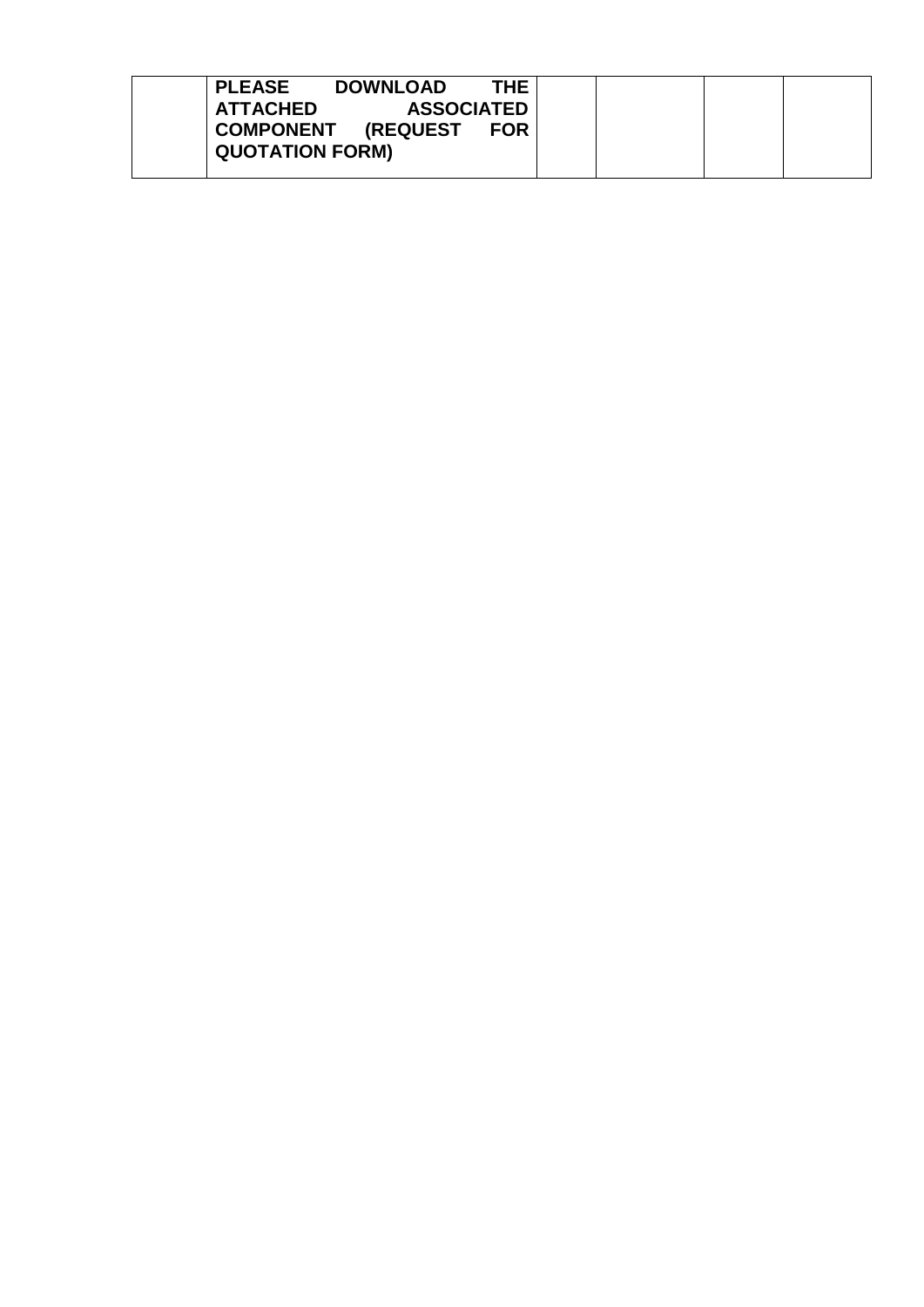| | | | | | |
|---|---|---|---|---|---|
| | **PLEASE DOWNLOAD THE ATTACHED ASSOCIATED COMPONENT (REQUEST FOR QUOTATION FORM)** | | | | |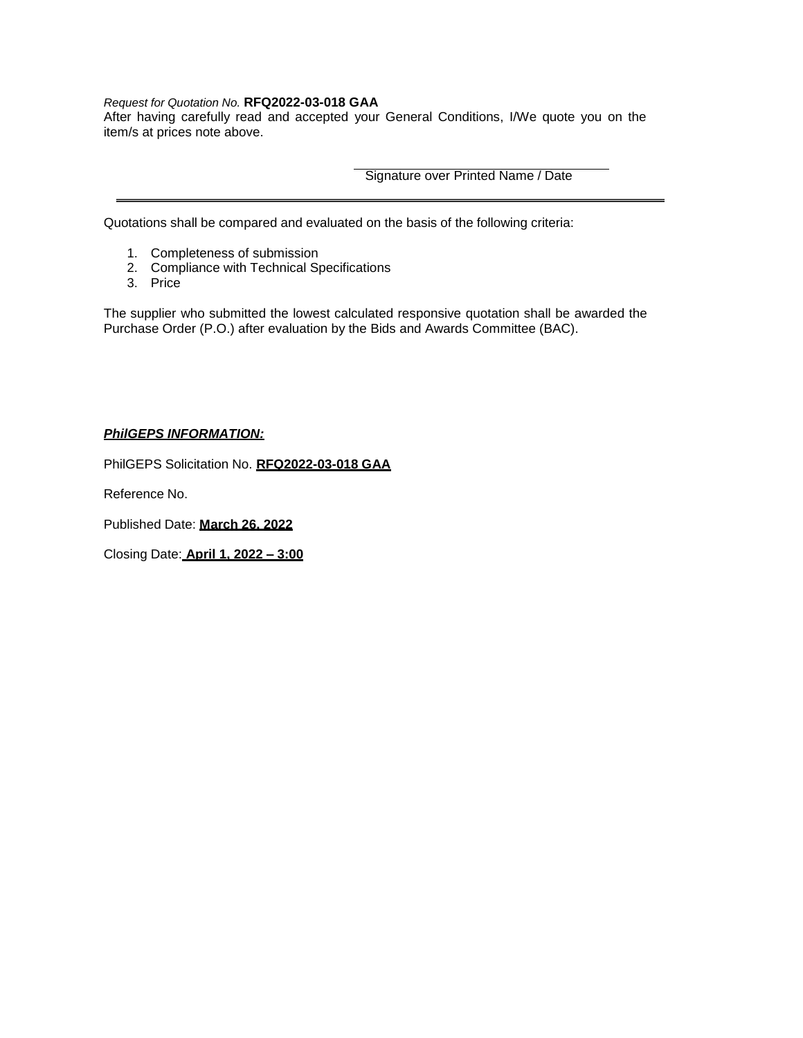*Request for Quotation No.* **RFQ2022-03-018 GAA**
After having carefully read and accepted your General Conditions, I/We quote you on the item/s at prices note above.

\_\_\_\_\_\_\_\_\_\_\_\_\_\_\_\_\_\_\_\_\_\_\_\_\_\_\_\_\_\_\_\_\_\_\_\_
Signature over Printed Name / Date

---

Quotations shall be compared and evaluated on the basis of the following criteria:

1. Completeness of submission
2. Compliance with Technical Specifications
3. Price

The supplier who submitted the lowest calculated responsive quotation shall be awarded the Purchase Order (P.O.) after evaluation by the Bids and Awards Committee (BAC).

***PhilGEPS INFORMATION:***

PhilGEPS Solicitation No. **RFQ2022-03-018 GAA**

Reference No.

Published Date: **March 26, 2022**

Closing Date: **April 1, 2022 – 3:00**